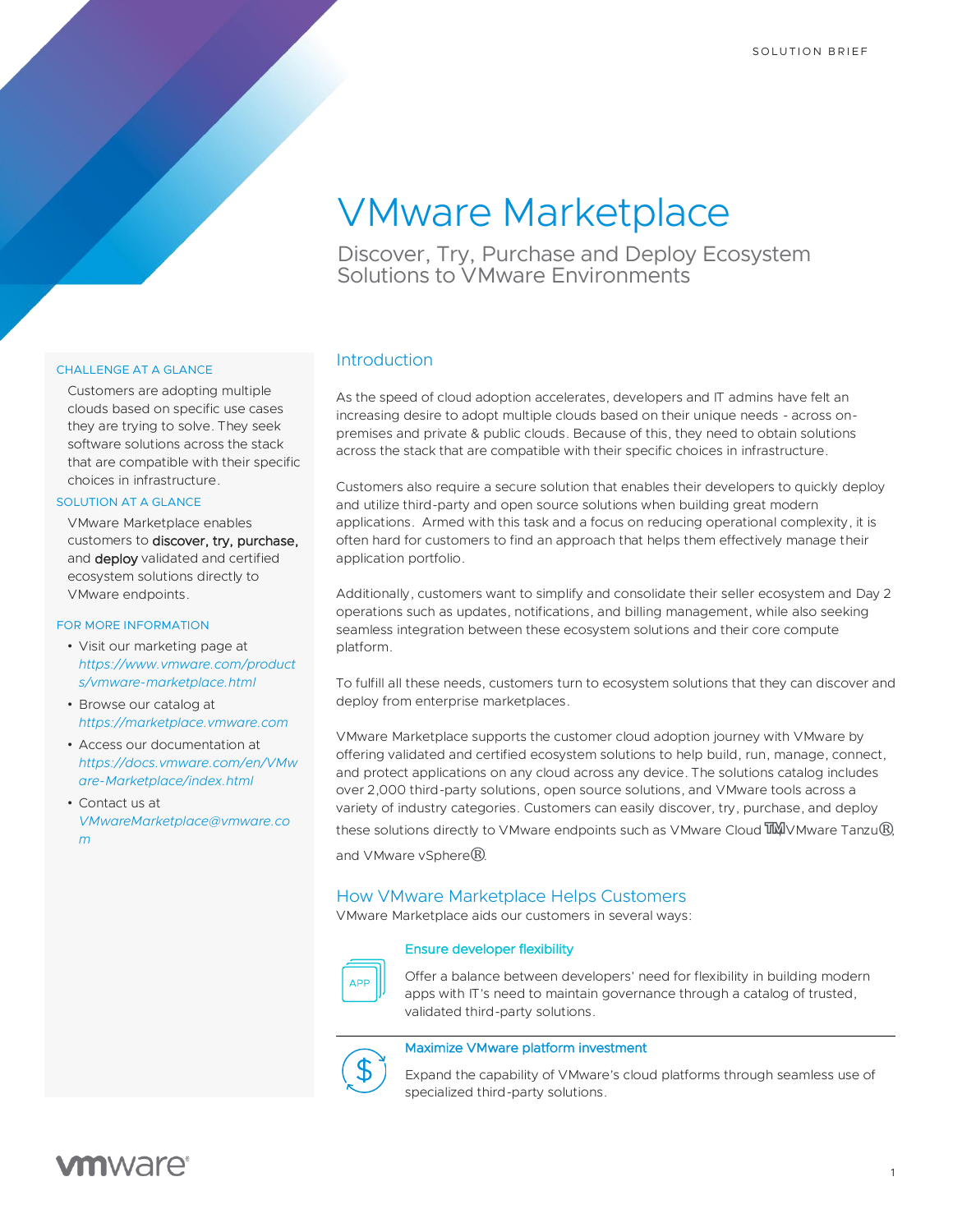SOLUTION BRIEF

# VMware Marketplace

Discover, Try, Purchase and Deploy Ecosystem Solutions to VMware Environments

## Introduction

As the speed of cloud adoption accelerates, developers and IT admins have felt an increasing desire to adopt multiple clouds based on their unique needs - across on-premises and private & public clouds. Because of this, they need to obtain solutions across the stack that are compatible with their specific choices in infrastructure.

Customers also require a secure solution that enables their developers to quickly deploy and utilize third-party and open source solutions when building great modern applications. Armed with this task and a focus on reducing operational complexity, it is often hard for customers to find an approach that helps them effectively manage their application portfolio.

Additionally, customers want to simplify and consolidate their seller ecosystem and Day 2 operations such as updates, notifications, and billing management, while also seeking seamless integration between these ecosystem solutions and their core compute platform.

To fulfill all these needs, customers turn to ecosystem solutions that they can discover and deploy from enterprise marketplaces.

VMware Marketplace supports the customer cloud adoption journey with VMware by offering validated and certified ecosystem solutions to help build, run, manage, connect, and protect applications on any cloud across any device. The solutions catalog includes over 2,000 third-party solutions, open source solutions, and VMware tools across a variety of industry categories. Customers can easily discover, try, purchase, and deploy these solutions directly to VMware endpoints such as VMware Cloud™, VMware Tanzu®, and VMware vSphere®.

## How VMware Marketplace Helps Customers

VMware Marketplace aids our customers in several ways:

### Ensure developer flexibility

Offer a balance between developers' need for flexibility in building modern apps with IT's need to maintain governance through a catalog of trusted, validated third-party solutions.

### Maximize VMware platform investment

Expand the capability of VMware's cloud platforms through seamless use of specialized third-party solutions.

---

**CHALLENGE AT A GLANCE**

Customers are adopting multiple clouds based on specific use cases they are trying to solve. They seek software solutions across the stack that are compatible with their specific choices in infrastructure.

**SOLUTION AT A GLANCE**

VMware Marketplace enables customers to **discover, try, purchase,** and **deploy** validated and certified ecosystem solutions directly to VMware endpoints.

**FOR MORE INFORMATION**

- Visit our marketing page at *https://www.vmware.com/products/vmware-marketplace.html*
- Browse our catalog at *https://marketplace.vmware.com*
- Access our documentation at *https://docs.vmware.com/en/VMware-Marketplace/index.html*
- Contact us at *VMwareMarketplace@vmware.com*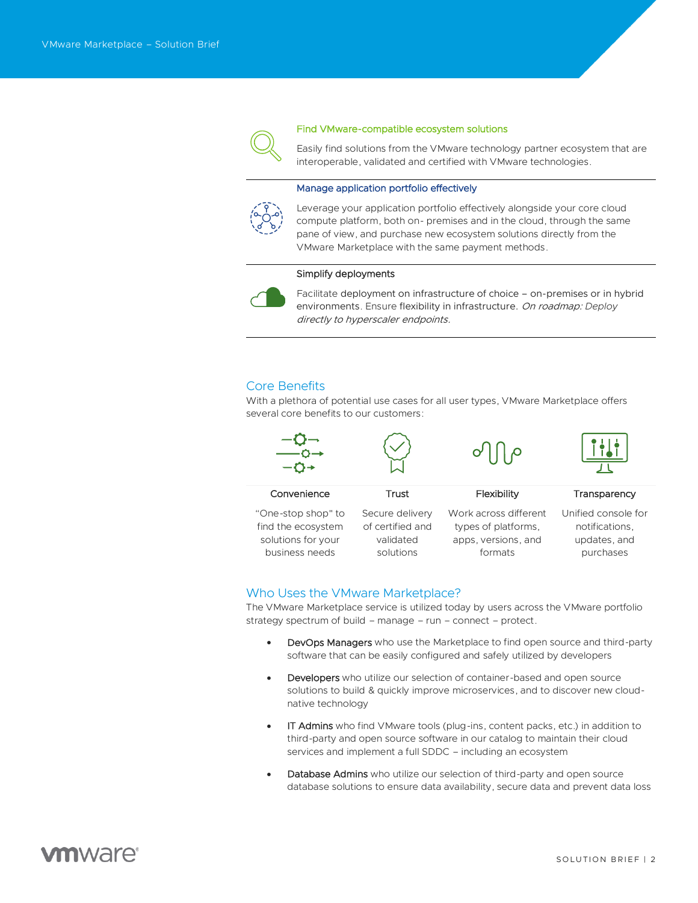### Find VMware-compatible ecosystem solutions

Easily find solutions from the VMware technology partner ecosystem that are interoperable, validated and certified with VMware technologies.

### Manage application portfolio effectively

Leverage your application portfolio effectively alongside your core cloud compute platform, both on- premises and in the cloud, through the same pane of view, and purchase new ecosystem solutions directly from the VMware Marketplace with the same payment methods.

### Simplify deployments

Facilitate deployment on infrastructure of choice – on-premises or in hybrid environments. Ensure flexibility in infrastructure. *On roadmap: Deploy directly to hyperscaler endpoints.*

## Core Benefits

With a plethora of potential use cases for all user types, VMware Marketplace offers several core benefits to our customers:

| Convenience | Trust | Flexibility | Transparency |
|---|---|---|---|
| "One-stop shop" to find the ecosystem solutions for your business needs | Secure delivery of certified and validated solutions | Work across different types of platforms, apps, versions, and formats | Unified console for notifications, updates, and purchases |

## Who Uses the VMware Marketplace?

The VMware Marketplace service is utilized today by users across the VMware portfolio strategy spectrum of build – manage – run – connect – protect.

- **DevOps Managers** who use the Marketplace to find open source and third-party software that can be easily configured and safely utilized by developers
- **Developers** who utilize our selection of container-based and open source solutions to build & quickly improve microservices, and to discover new cloud-native technology
- **IT Admins** who find VMware tools (plug-ins, content packs, etc.) in addition to third-party and open source software in our catalog to maintain their cloud services and implement a full SDDC – including an ecosystem
- **Database Admins** who utilize our selection of third-party and open source database solutions to ensure data availability, secure data and prevent data loss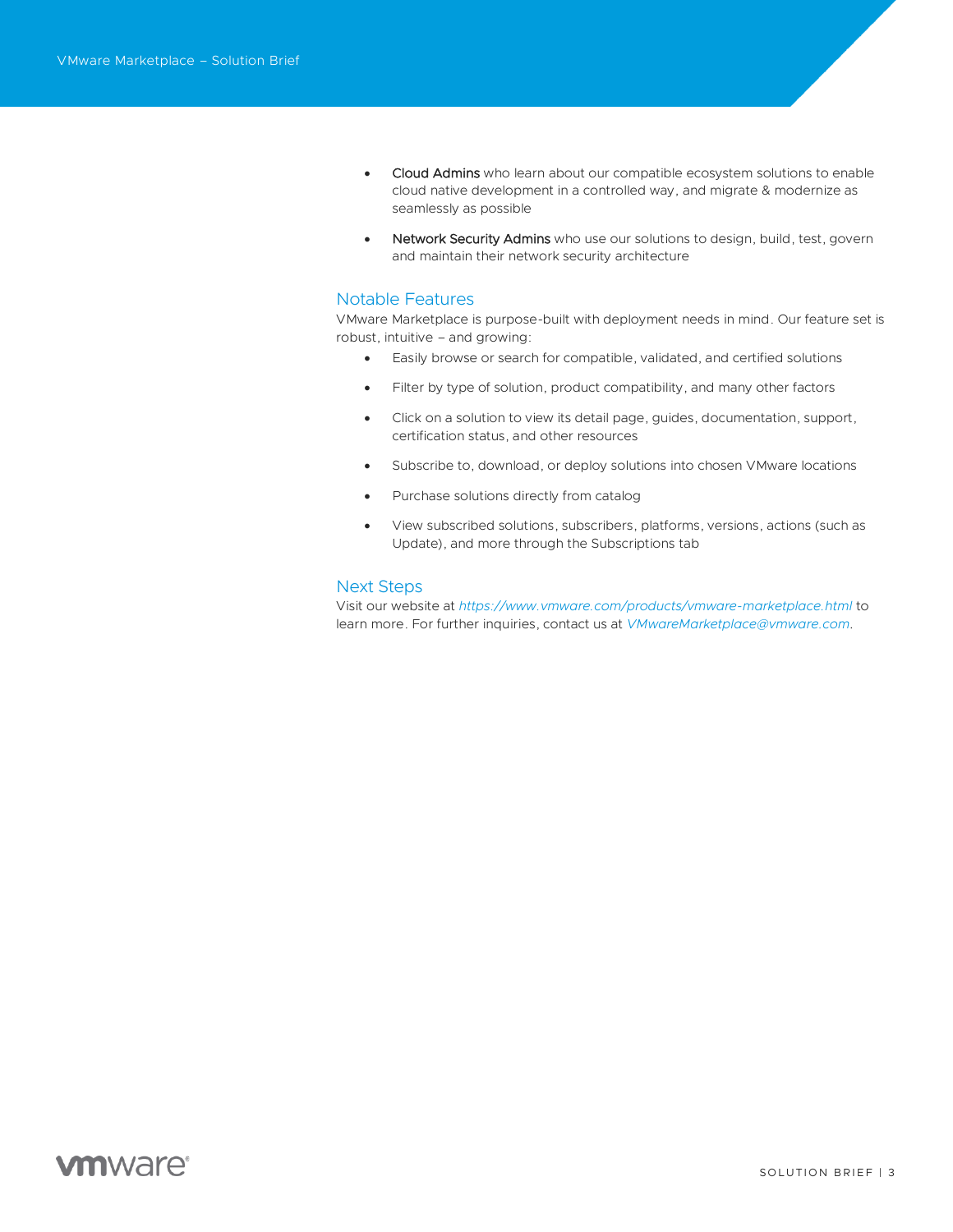- **Cloud Admins** who learn about our compatible ecosystem solutions to enable cloud native development in a controlled way, and migrate & modernize as seamlessly as possible
- **Network Security Admins** who use our solutions to design, build, test, govern and maintain their network security architecture

## Notable Features

VMware Marketplace is purpose-built with deployment needs in mind. Our feature set is robust, intuitive – and growing:

- Easily browse or search for compatible, validated, and certified solutions
- Filter by type of solution, product compatibility, and many other factors
- Click on a solution to view its detail page, guides, documentation, support, certification status, and other resources
- Subscribe to, download, or deploy solutions into chosen VMware locations
- Purchase solutions directly from catalog
- View subscribed solutions, subscribers, platforms, versions, actions (such as Update), and more through the Subscriptions tab

## Next Steps

Visit our website at *https://www.vmware.com/products/vmware-marketplace.html* to learn more. For further inquiries, contact us at *VMwareMarketplace@vmware.com*.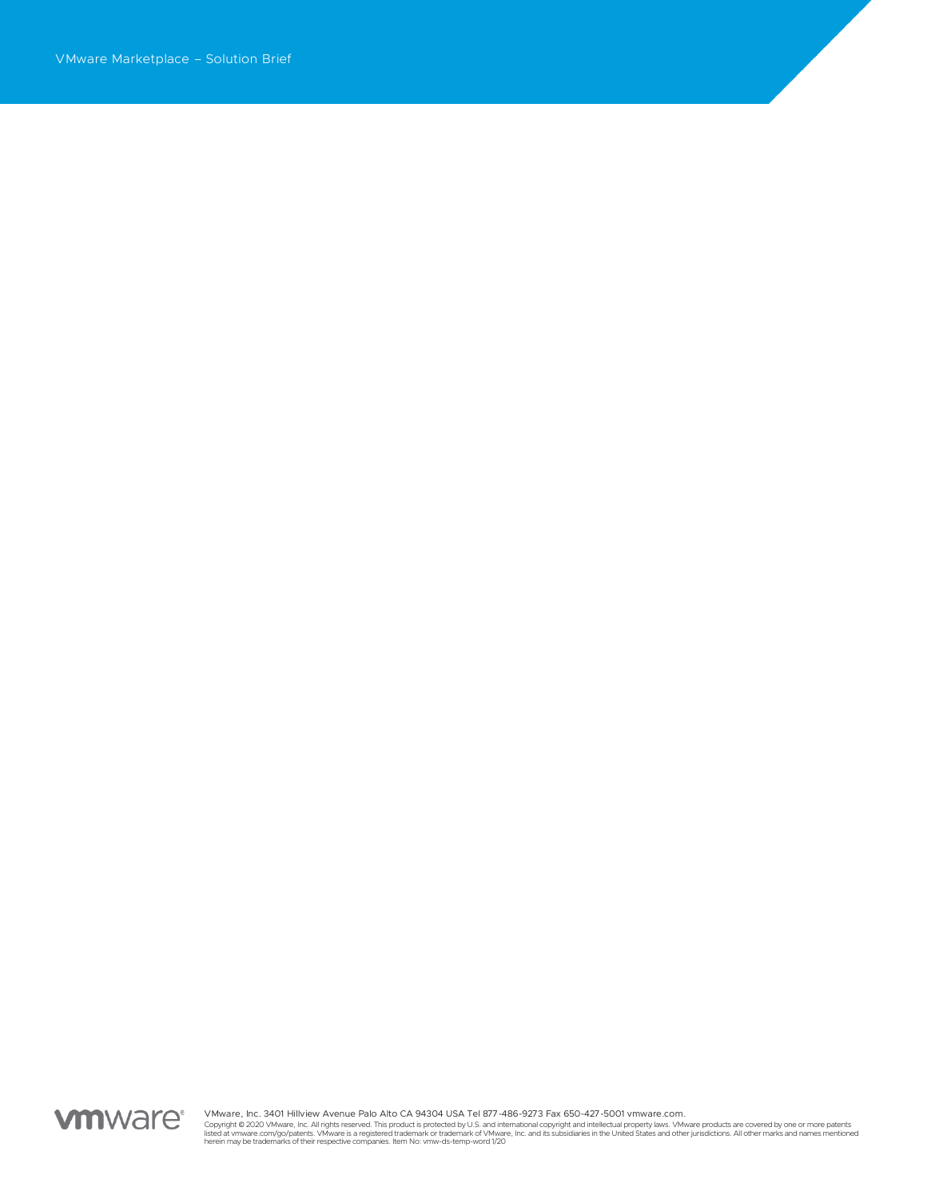VMware, Inc. 3401 Hillview Avenue Palo Alto CA 94304 USA Tel 877-486-9273 Fax 650-427-5001 vmware.com.
Copyright © 2020 VMware, Inc. All rights reserved. This product is protected by U.S. and international copyright and intellectual property laws. VMware products are covered by one or more patents listed at vmware.com/go/patents. VMware is a registered trademark or trademark of VMware, Inc. and its subsidiaries in the United States and other jurisdictions. All other marks and names mentioned herein may be trademarks of their respective companies. Item No: vmw-ds-temp-word 1/20